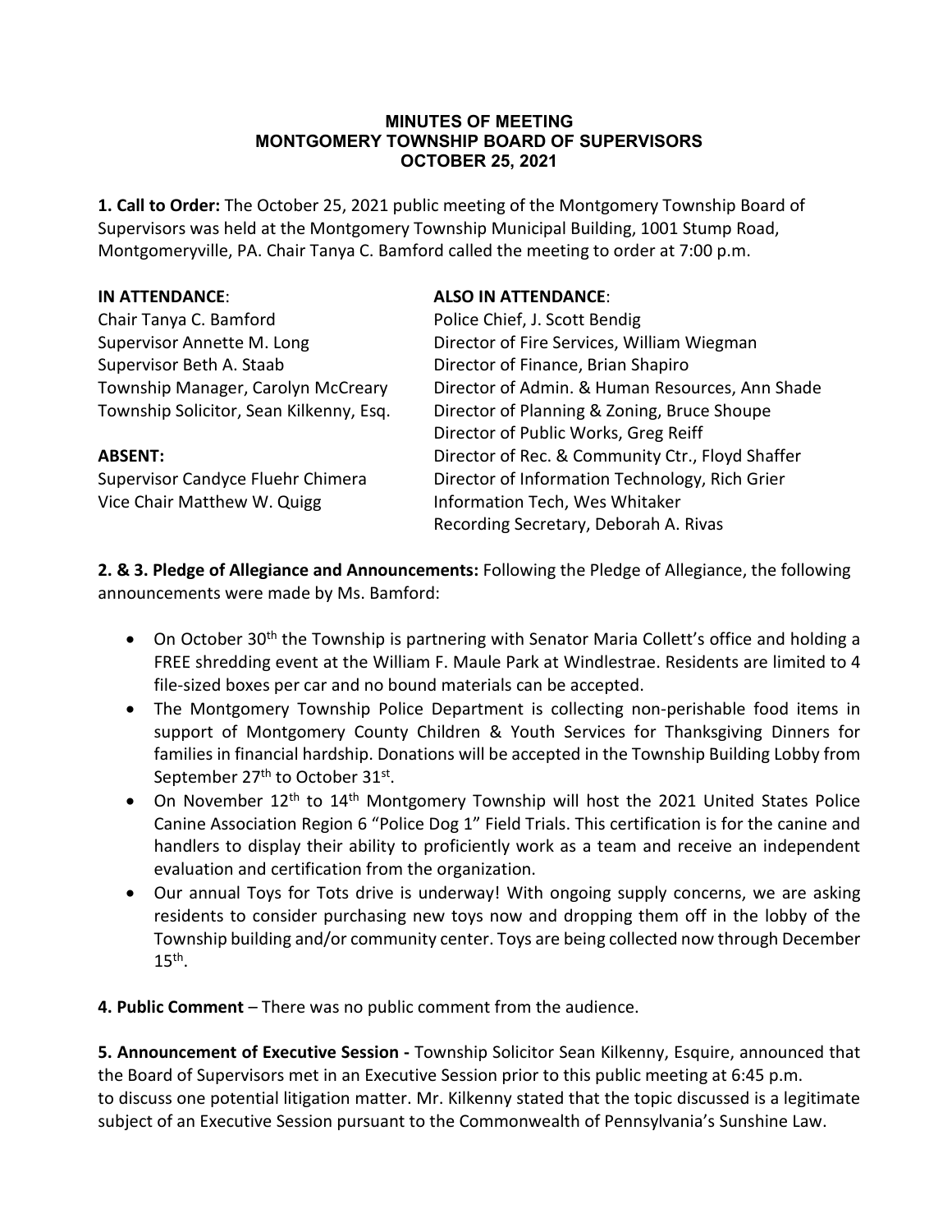# MINUTES OF MEETING
# MONTGOMERY TOWNSHIP BOARD OF SUPERVISORS
# OCTOBER 25, 2021

**1. Call to Order:** The October 25, 2021 public meeting of the Montgomery Township Board of Supervisors was held at the Montgomery Township Municipal Building, 1001 Stump Road, Montgomeryville, PA. Chair Tanya C. Bamford called the meeting to order at 7:00 p.m.

**IN ATTENDANCE**:
Chair Tanya C. Bamford
Supervisor Annette M. Long
Supervisor Beth A. Staab
Township Manager, Carolyn McCreary
Township Solicitor, Sean Kilkenny, Esq.

**ABSENT:**
Supervisor Candyce Fluehr Chimera
Vice Chair Matthew W. Quigg

**ALSO IN ATTENDANCE**:
Police Chief, J. Scott Bendig
Director of Fire Services, William Wiegman
Director of Finance, Brian Shapiro
Director of Admin. & Human Resources, Ann Shade
Director of Planning & Zoning, Bruce Shoupe
Director of Public Works, Greg Reiff
Director of Rec. & Community Ctr., Floyd Shaffer
Director of Information Technology, Rich Grier
Information Tech, Wes Whitaker
Recording Secretary, Deborah A. Rivas

**2. & 3. Pledge of Allegiance and Announcements:** Following the Pledge of Allegiance, the following announcements were made by Ms. Bamford:

- On October 30th the Township is partnering with Senator Maria Collett's office and holding a FREE shredding event at the William F. Maule Park at Windlestrae. Residents are limited to 4 file-sized boxes per car and no bound materials can be accepted.
- The Montgomery Township Police Department is collecting non-perishable food items in support of Montgomery County Children & Youth Services for Thanksgiving Dinners for families in financial hardship. Donations will be accepted in the Township Building Lobby from September 27th to October 31st.
- On November 12th to 14th Montgomery Township will host the 2021 United States Police Canine Association Region 6 "Police Dog 1" Field Trials. This certification is for the canine and handlers to display their ability to proficiently work as a team and receive an independent evaluation and certification from the organization.
- Our annual Toys for Tots drive is underway! With ongoing supply concerns, we are asking residents to consider purchasing new toys now and dropping them off in the lobby of the Township building and/or community center. Toys are being collected now through December 15th.

**4. Public Comment** – There was no public comment from the audience.

**5. Announcement of Executive Session -** Township Solicitor Sean Kilkenny, Esquire, announced that the Board of Supervisors met in an Executive Session prior to this public meeting at 6:45 p.m. to discuss one potential litigation matter. Mr. Kilkenny stated that the topic discussed is a legitimate subject of an Executive Session pursuant to the Commonwealth of Pennsylvania's Sunshine Law.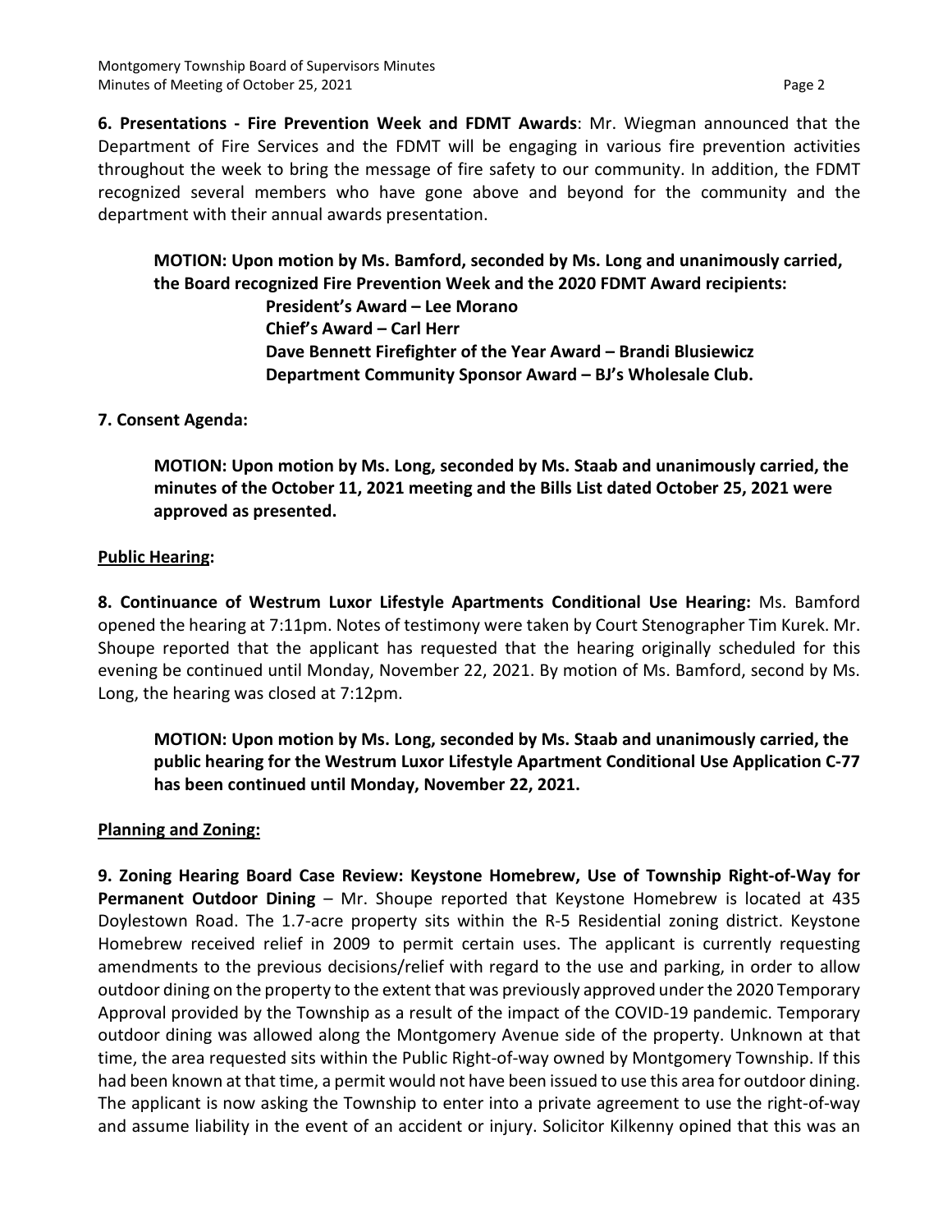**6. Presentations - Fire Prevention Week and FDMT Awards**: Mr. Wiegman announced that the Department of Fire Services and the FDMT will be engaging in various fire prevention activities throughout the week to bring the message of fire safety to our community. In addition, the FDMT recognized several members who have gone above and beyond for the community and the department with their annual awards presentation.

> **MOTION: Upon motion by Ms. Bamford, seconded by Ms. Long and unanimously carried, the Board recognized Fire Prevention Week and the 2020 FDMT Award recipients:**
>
> **President's Award – Lee Morano**
> **Chief's Award – Carl Herr**
> **Dave Bennett Firefighter of the Year Award – Brandi Blusiewicz**
> **Department Community Sponsor Award – BJ's Wholesale Club.**

**7. Consent Agenda:**

> **MOTION: Upon motion by Ms. Long, seconded by Ms. Staab and unanimously carried, the minutes of the October 11, 2021 meeting and the Bills List dated October 25, 2021 were approved as presented.**

## **Public Hearing:**

**8. Continuance of Westrum Luxor Lifestyle Apartments Conditional Use Hearing:** Ms. Bamford opened the hearing at 7:11pm. Notes of testimony were taken by Court Stenographer Tim Kurek. Mr. Shoupe reported that the applicant has requested that the hearing originally scheduled for this evening be continued until Monday, November 22, 2021. By motion of Ms. Bamford, second by Ms. Long, the hearing was closed at 7:12pm.

> **MOTION: Upon motion by Ms. Long, seconded by Ms. Staab and unanimously carried, the public hearing for the Westrum Luxor Lifestyle Apartment Conditional Use Application C-77 has been continued until Monday, November 22, 2021.**

## **Planning and Zoning:**

**9. Zoning Hearing Board Case Review: Keystone Homebrew, Use of Township Right-of-Way for Permanent Outdoor Dining** – Mr. Shoupe reported that Keystone Homebrew is located at 435 Doylestown Road. The 1.7-acre property sits within the R-5 Residential zoning district. Keystone Homebrew received relief in 2009 to permit certain uses. The applicant is currently requesting amendments to the previous decisions/relief with regard to the use and parking, in order to allow outdoor dining on the property to the extent that was previously approved under the 2020 Temporary Approval provided by the Township as a result of the impact of the COVID-19 pandemic. Temporary outdoor dining was allowed along the Montgomery Avenue side of the property. Unknown at that time, the area requested sits within the Public Right-of-way owned by Montgomery Township. If this had been known at that time, a permit would not have been issued to use this area for outdoor dining. The applicant is now asking the Township to enter into a private agreement to use the right-of-way and assume liability in the event of an accident or injury. Solicitor Kilkenny opined that this was an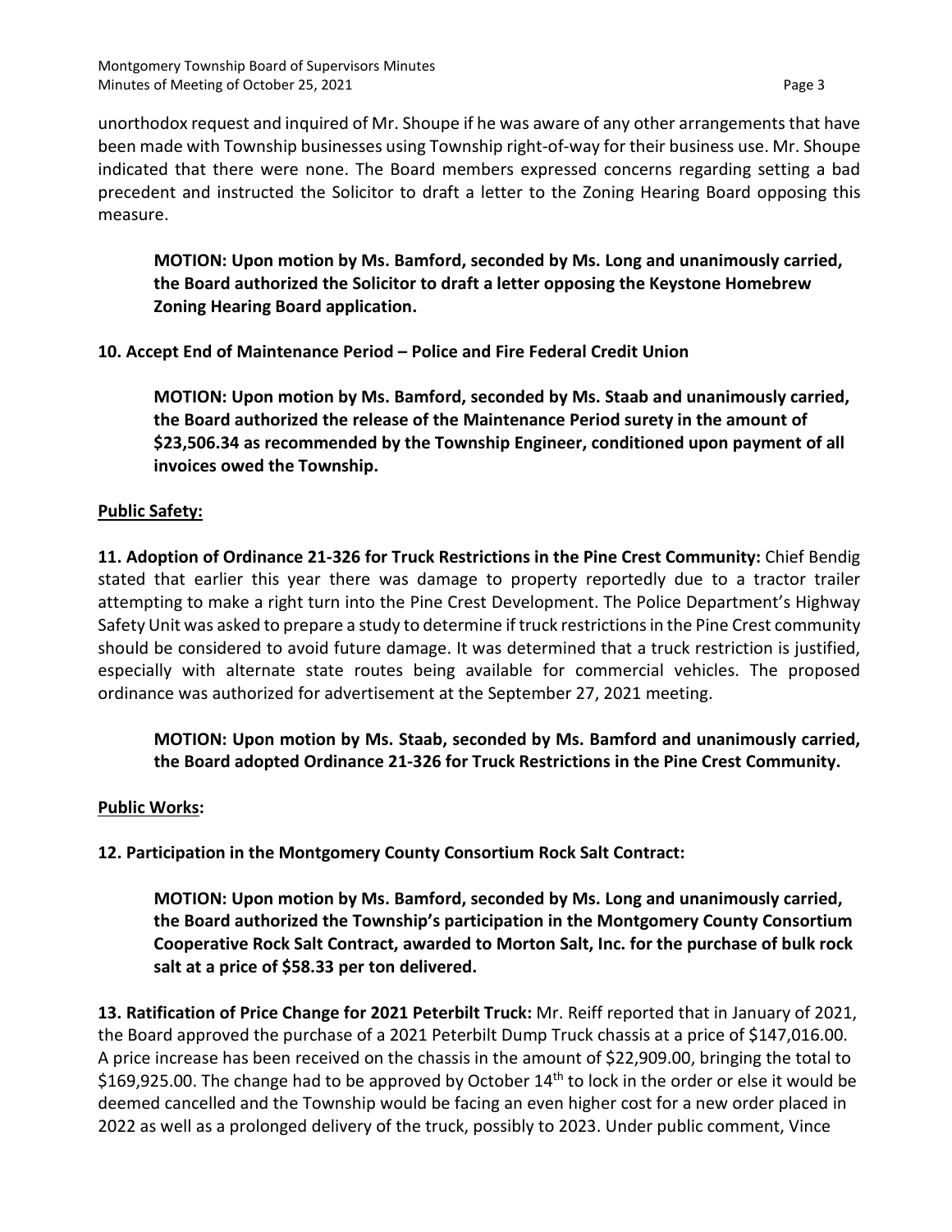unorthodox request and inquired of Mr. Shoupe if he was aware of any other arrangements that have been made with Township businesses using Township right-of-way for their business use. Mr. Shoupe indicated that there were none. The Board members expressed concerns regarding setting a bad precedent and instructed the Solicitor to draft a letter to the Zoning Hearing Board opposing this measure.

**MOTION: Upon motion by Ms. Bamford, seconded by Ms. Long and unanimously carried, the Board authorized the Solicitor to draft a letter opposing the Keystone Homebrew Zoning Hearing Board application.**

**10. Accept End of Maintenance Period – Police and Fire Federal Credit Union**

**MOTION: Upon motion by Ms. Bamford, seconded by Ms. Staab and unanimously carried, the Board authorized the release of the Maintenance Period surety in the amount of $23,506.34 as recommended by the Township Engineer, conditioned upon payment of all invoices owed the Township.**

**Public Safety:**

**11. Adoption of Ordinance 21-326 for Truck Restrictions in the Pine Crest Community:** Chief Bendig stated that earlier this year there was damage to property reportedly due to a tractor trailer attempting to make a right turn into the Pine Crest Development. The Police Department's Highway Safety Unit was asked to prepare a study to determine if truck restrictions in the Pine Crest community should be considered to avoid future damage. It was determined that a truck restriction is justified, especially with alternate state routes being available for commercial vehicles. The proposed ordinance was authorized for advertisement at the September 27, 2021 meeting.

**MOTION: Upon motion by Ms. Staab, seconded by Ms. Bamford and unanimously carried, the Board adopted Ordinance 21-326 for Truck Restrictions in the Pine Crest Community.**

**Public Works:**

**12. Participation in the Montgomery County Consortium Rock Salt Contract:**

**MOTION: Upon motion by Ms. Bamford, seconded by Ms. Long and unanimously carried, the Board authorized the Township's participation in the Montgomery County Consortium Cooperative Rock Salt Contract, awarded to Morton Salt, Inc. for the purchase of bulk rock salt at a price of $58.33 per ton delivered.**

**13. Ratification of Price Change for 2021 Peterbilt Truck:** Mr. Reiff reported that in January of 2021, the Board approved the purchase of a 2021 Peterbilt Dump Truck chassis at a price of $147,016.00. A price increase has been received on the chassis in the amount of $22,909.00, bringing the total to $169,925.00. The change had to be approved by October 14th to lock in the order or else it would be deemed cancelled and the Township would be facing an even higher cost for a new order placed in 2022 as well as a prolonged delivery of the truck, possibly to 2023. Under public comment, Vince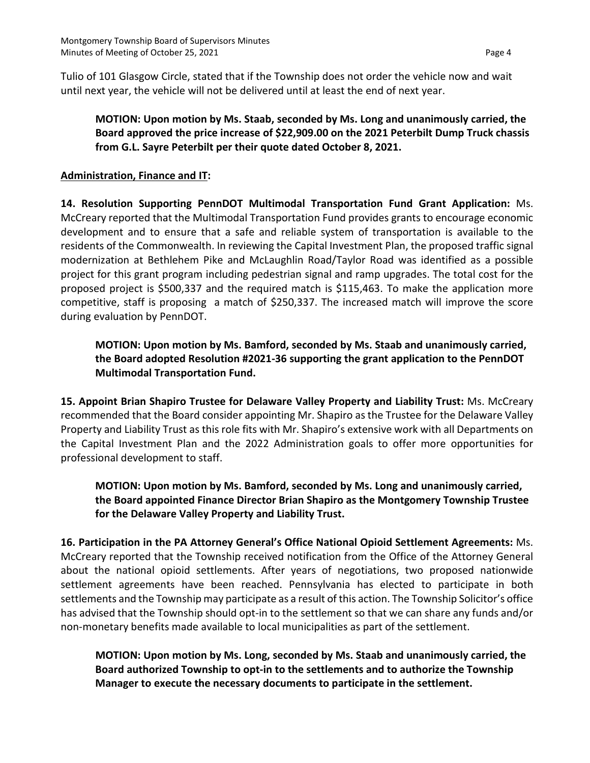Tulio of 101 Glasgow Circle, stated that if the Township does not order the vehicle now and wait until next year, the vehicle will not be delivered until at least the end of next year.

> **MOTION: Upon motion by Ms. Staab, seconded by Ms. Long and unanimously carried, the Board approved the price increase of $22,909.00 on the 2021 Peterbilt Dump Truck chassis from G.L. Sayre Peterbilt per their quote dated October 8, 2021.**

**Administration, Finance and IT:**

**14. Resolution Supporting PennDOT Multimodal Transportation Fund Grant Application:** Ms. McCreary reported that the Multimodal Transportation Fund provides grants to encourage economic development and to ensure that a safe and reliable system of transportation is available to the residents of the Commonwealth. In reviewing the Capital Investment Plan, the proposed traffic signal modernization at Bethlehem Pike and McLaughlin Road/Taylor Road was identified as a possible project for this grant program including pedestrian signal and ramp upgrades. The total cost for the proposed project is $500,337 and the required match is $115,463. To make the application more competitive, staff is proposing a match of $250,337. The increased match will improve the score during evaluation by PennDOT.

> **MOTION: Upon motion by Ms. Bamford, seconded by Ms. Staab and unanimously carried, the Board adopted Resolution #2021-36 supporting the grant application to the PennDOT Multimodal Transportation Fund.**

**15. Appoint Brian Shapiro Trustee for Delaware Valley Property and Liability Trust:** Ms. McCreary recommended that the Board consider appointing Mr. Shapiro as the Trustee for the Delaware Valley Property and Liability Trust as this role fits with Mr. Shapiro's extensive work with all Departments on the Capital Investment Plan and the 2022 Administration goals to offer more opportunities for professional development to staff.

> **MOTION: Upon motion by Ms. Bamford, seconded by Ms. Long and unanimously carried, the Board appointed Finance Director Brian Shapiro as the Montgomery Township Trustee for the Delaware Valley Property and Liability Trust.**

**16. Participation in the PA Attorney General's Office National Opioid Settlement Agreements:** Ms. McCreary reported that the Township received notification from the Office of the Attorney General about the national opioid settlements. After years of negotiations, two proposed nationwide settlement agreements have been reached. Pennsylvania has elected to participate in both settlements and the Township may participate as a result of this action. The Township Solicitor's office has advised that the Township should opt-in to the settlement so that we can share any funds and/or non-monetary benefits made available to local municipalities as part of the settlement.

> **MOTION: Upon motion by Ms. Long, seconded by Ms. Staab and unanimously carried, the Board authorized Township to opt-in to the settlements and to authorize the Township Manager to execute the necessary documents to participate in the settlement.**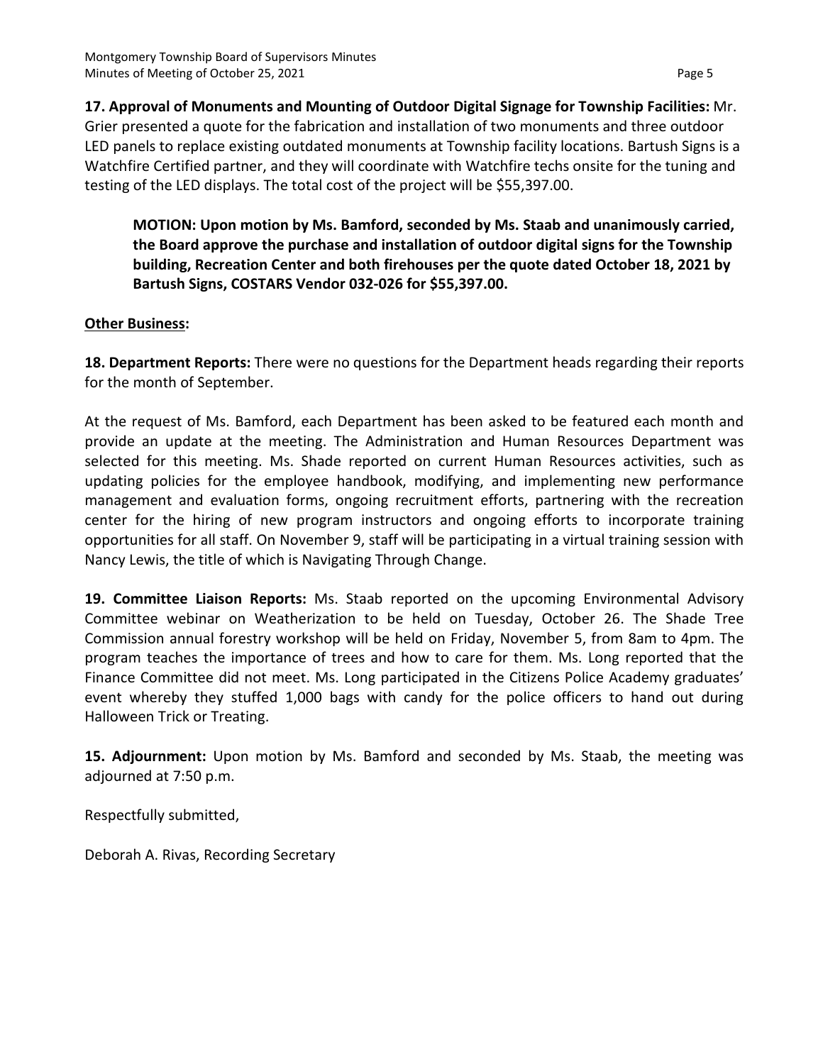**17. Approval of Monuments and Mounting of Outdoor Digital Signage for Township Facilities:** Mr. Grier presented a quote for the fabrication and installation of two monuments and three outdoor LED panels to replace existing outdated monuments at Township facility locations. Bartush Signs is a Watchfire Certified partner, and they will coordinate with Watchfire techs onsite for the tuning and testing of the LED displays. The total cost of the project will be $55,397.00.

> **MOTION: Upon motion by Ms. Bamford, seconded by Ms. Staab and unanimously carried, the Board approve the purchase and installation of outdoor digital signs for the Township building, Recreation Center and both firehouses per the quote dated October 18, 2021 by Bartush Signs, COSTARS Vendor 032-026 for $55,397.00.**

**Other Business:**

**18. Department Reports:** There were no questions for the Department heads regarding their reports for the month of September.

At the request of Ms. Bamford, each Department has been asked to be featured each month and provide an update at the meeting. The Administration and Human Resources Department was selected for this meeting. Ms. Shade reported on current Human Resources activities, such as updating policies for the employee handbook, modifying, and implementing new performance management and evaluation forms, ongoing recruitment efforts, partnering with the recreation center for the hiring of new program instructors and ongoing efforts to incorporate training opportunities for all staff. On November 9, staff will be participating in a virtual training session with Nancy Lewis, the title of which is Navigating Through Change.

**19. Committee Liaison Reports:** Ms. Staab reported on the upcoming Environmental Advisory Committee webinar on Weatherization to be held on Tuesday, October 26. The Shade Tree Commission annual forestry workshop will be held on Friday, November 5, from 8am to 4pm. The program teaches the importance of trees and how to care for them. Ms. Long reported that the Finance Committee did not meet. Ms. Long participated in the Citizens Police Academy graduates' event whereby they stuffed 1,000 bags with candy for the police officers to hand out during Halloween Trick or Treating.

**15. Adjournment:** Upon motion by Ms. Bamford and seconded by Ms. Staab, the meeting was adjourned at 7:50 p.m.

Respectfully submitted,

Deborah A. Rivas, Recording Secretary